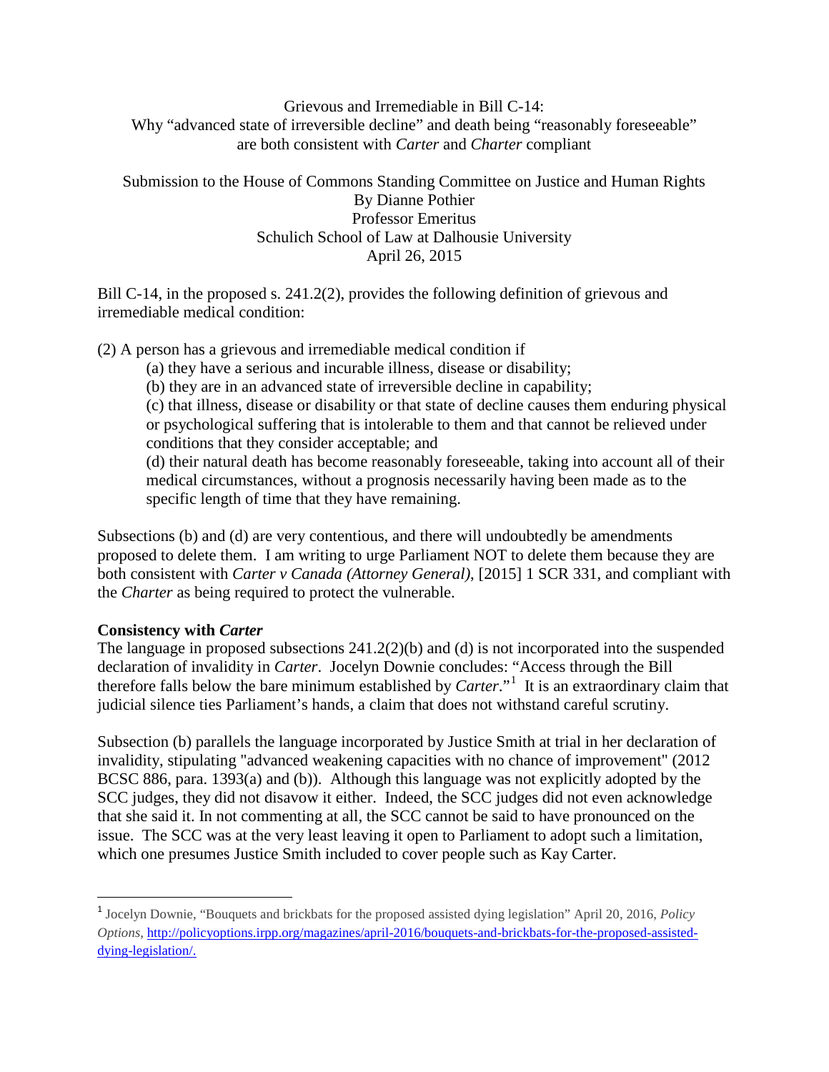Grievous and Irremediable in Bill C-14:
Why "advanced state of irreversible decline" and death being "reasonably foreseeable" are both consistent with *Carter* and *Charter* compliant

Submission to the House of Commons Standing Committee on Justice and Human Rights
By Dianne Pothier
Professor Emeritus
Schulich School of Law at Dalhousie University
April 26, 2015

Bill C-14, in the proposed s. 241.2(2), provides the following definition of grievous and irremediable medical condition:

(2) A person has a grievous and irremediable medical condition if

> (a) they have a serious and incurable illness, disease or disability;
>
> (b) they are in an advanced state of irreversible decline in capability;
>
> (c) that illness, disease or disability or that state of decline causes them enduring physical or psychological suffering that is intolerable to them and that cannot be relieved under conditions that they consider acceptable; and
>
> (d) their natural death has become reasonably foreseeable, taking into account all of their medical circumstances, without a prognosis necessarily having been made as to the specific length of time that they have remaining.

Subsections (b) and (d) are very contentious, and there will undoubtedly be amendments proposed to delete them. I am writing to urge Parliament NOT to delete them because they are both consistent with *Carter v Canada (Attorney General)*, [2015] 1 SCR 331, and compliant with the *Charter* as being required to protect the vulnerable.

**Consistency with *Carter***

The language in proposed subsections 241.2(2)(b) and (d) is not incorporated into the suspended declaration of invalidity in *Carter*. Jocelyn Downie concludes: "Access through the Bill therefore falls below the bare minimum established by *Carter*."[1] It is an extraordinary claim that judicial silence ties Parliament's hands, a claim that does not withstand careful scrutiny.

Subsection (b) parallels the language incorporated by Justice Smith at trial in her declaration of invalidity, stipulating "advanced weakening capacities with no chance of improvement" (2012 BCSC 886, para. 1393(a) and (b)). Although this language was not explicitly adopted by the SCC judges, they did not disavow it either. Indeed, the SCC judges did not even acknowledge that she said it. In not commenting at all, the SCC cannot be said to have pronounced on the issue. The SCC was at the very least leaving it open to Parliament to adopt such a limitation, which one presumes Justice Smith included to cover people such as Kay Carter.

---

[1] Jocelyn Downie, "Bouquets and brickbats for the proposed assisted dying legislation" April 20, 2016, *Policy Options*, http://policyoptions.irpp.org/magazines/april-2016/bouquets-and-brickbats-for-the-proposed-assisted-dying-legislation/.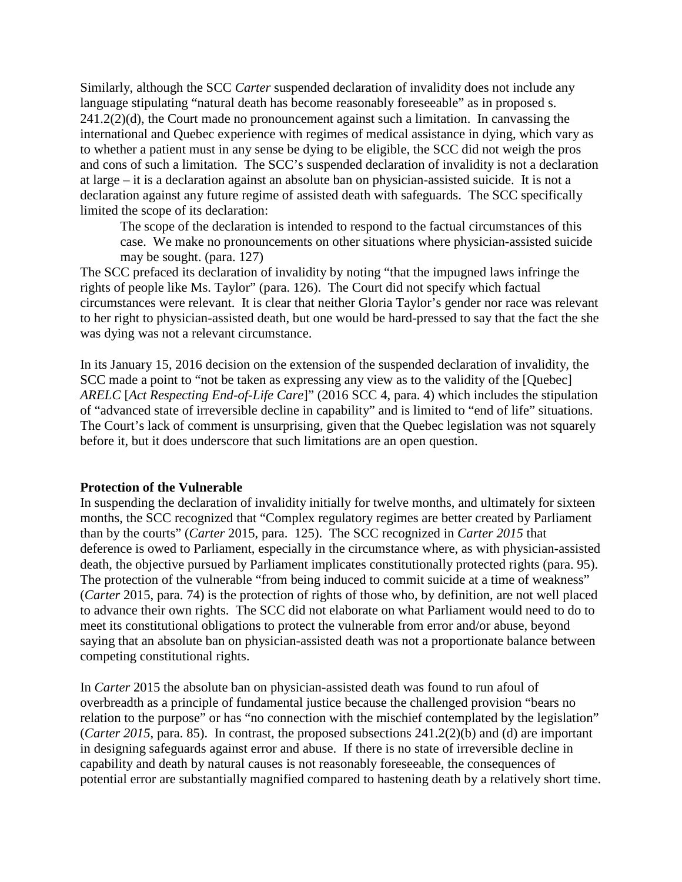Similarly, although the SCC *Carter* suspended declaration of invalidity does not include any language stipulating "natural death has become reasonably foreseeable" as in proposed s. 241.2(2)(d), the Court made no pronouncement against such a limitation. In canvassing the international and Quebec experience with regimes of medical assistance in dying, which vary as to whether a patient must in any sense be dying to be eligible, the SCC did not weigh the pros and cons of such a limitation. The SCC's suspended declaration of invalidity is not a declaration at large – it is a declaration against an absolute ban on physician-assisted suicide. It is not a declaration against any future regime of assisted death with safeguards. The SCC specifically limited the scope of its declaration:

> The scope of the declaration is intended to respond to the factual circumstances of this case. We make no pronouncements on other situations where physician-assisted suicide may be sought. (para. 127)

The SCC prefaced its declaration of invalidity by noting "that the impugned laws infringe the rights of people like Ms. Taylor" (para. 126). The Court did not specify which factual circumstances were relevant. It is clear that neither Gloria Taylor's gender nor race was relevant to her right to physician-assisted death, but one would be hard-pressed to say that the fact the she was dying was not a relevant circumstance.

In its January 15, 2016 decision on the extension of the suspended declaration of invalidity, the SCC made a point to "not be taken as expressing any view as to the validity of the [Quebec] *ARELC* [*Act Respecting End-of-Life Care*]" (2016 SCC 4, para. 4) which includes the stipulation of "advanced state of irreversible decline in capability" and is limited to "end of life" situations. The Court's lack of comment is unsurprising, given that the Quebec legislation was not squarely before it, but it does underscore that such limitations are an open question.

**Protection of the Vulnerable**

In suspending the declaration of invalidity initially for twelve months, and ultimately for sixteen months, the SCC recognized that "Complex regulatory regimes are better created by Parliament than by the courts" (*Carter* 2015, para. 125). The SCC recognized in *Carter 2015* that deference is owed to Parliament, especially in the circumstance where, as with physician-assisted death, the objective pursued by Parliament implicates constitutionally protected rights (para. 95). The protection of the vulnerable "from being induced to commit suicide at a time of weakness" (*Carter* 2015, para. 74) is the protection of rights of those who, by definition, are not well placed to advance their own rights. The SCC did not elaborate on what Parliament would need to do to meet its constitutional obligations to protect the vulnerable from error and/or abuse, beyond saying that an absolute ban on physician-assisted death was not a proportionate balance between competing constitutional rights.

In *Carter* 2015 the absolute ban on physician-assisted death was found to run afoul of overbreadth as a principle of fundamental justice because the challenged provision "bears no relation to the purpose" or has "no connection with the mischief contemplated by the legislation" (*Carter 2015*, para. 85). In contrast, the proposed subsections 241.2(2)(b) and (d) are important in designing safeguards against error and abuse. If there is no state of irreversible decline in capability and death by natural causes is not reasonably foreseeable, the consequences of potential error are substantially magnified compared to hastening death by a relatively short time.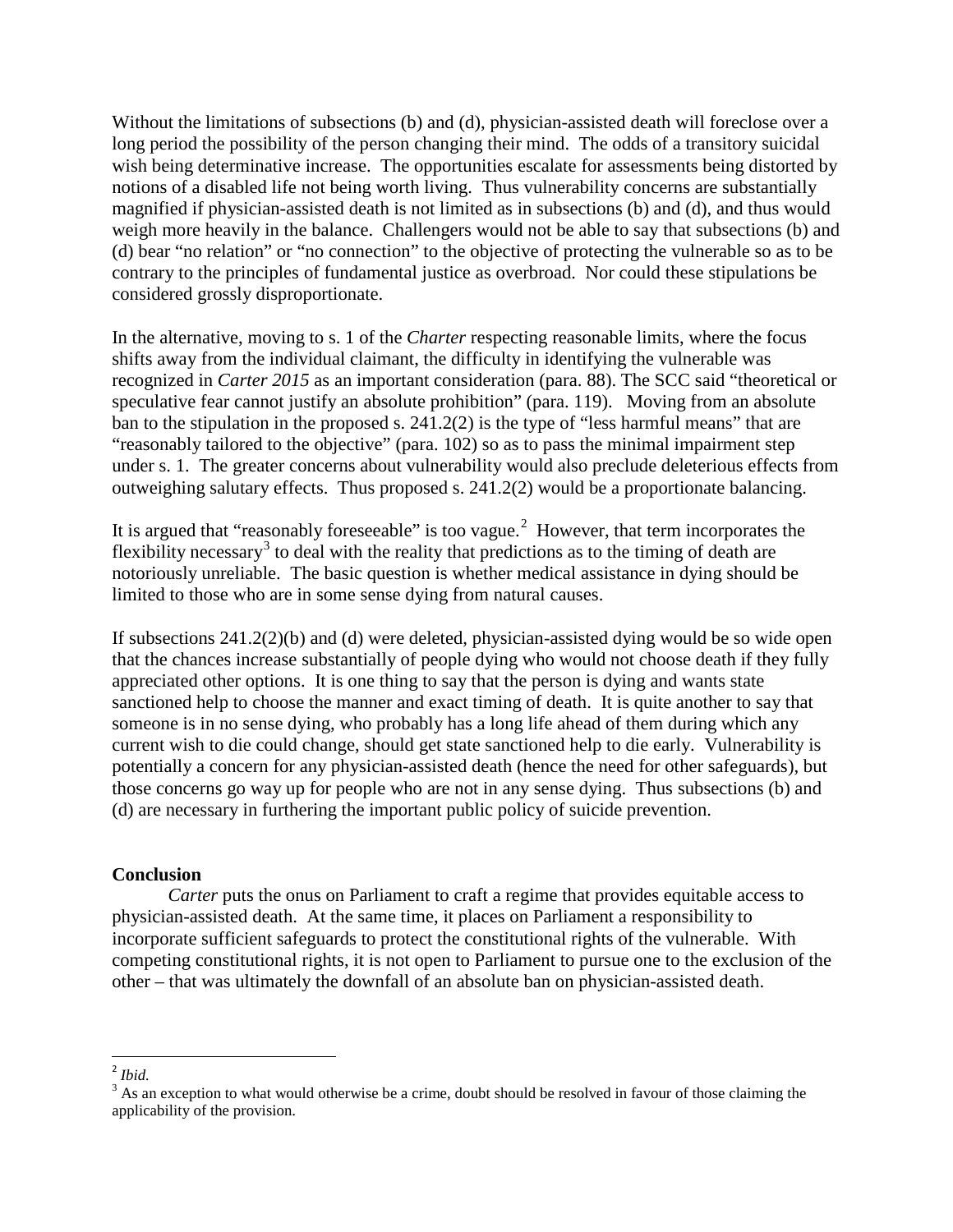Without the limitations of subsections (b) and (d), physician-assisted death will foreclose over a long period the possibility of the person changing their mind. The odds of a transitory suicidal wish being determinative increase. The opportunities escalate for assessments being distorted by notions of a disabled life not being worth living. Thus vulnerability concerns are substantially magnified if physician-assisted death is not limited as in subsections (b) and (d), and thus would weigh more heavily in the balance. Challengers would not be able to say that subsections (b) and (d) bear "no relation" or "no connection" to the objective of protecting the vulnerable so as to be contrary to the principles of fundamental justice as overbroad. Nor could these stipulations be considered grossly disproportionate.

In the alternative, moving to s. 1 of the *Charter* respecting reasonable limits, where the focus shifts away from the individual claimant, the difficulty in identifying the vulnerable was recognized in *Carter 2015* as an important consideration (para. 88). The SCC said "theoretical or speculative fear cannot justify an absolute prohibition" (para. 119). Moving from an absolute ban to the stipulation in the proposed s. 241.2(2) is the type of "less harmful means" that are "reasonably tailored to the objective" (para. 102) so as to pass the minimal impairment step under s. 1. The greater concerns about vulnerability would also preclude deleterious effects from outweighing salutary effects. Thus proposed s. 241.2(2) would be a proportionate balancing.

It is argued that "reasonably foreseeable" is too vague.[2] However, that term incorporates the flexibility necessary[3] to deal with the reality that predictions as to the timing of death are notoriously unreliable. The basic question is whether medical assistance in dying should be limited to those who are in some sense dying from natural causes.

If subsections 241.2(2)(b) and (d) were deleted, physician-assisted dying would be so wide open that the chances increase substantially of people dying who would not choose death if they fully appreciated other options. It is one thing to say that the person is dying and wants state sanctioned help to choose the manner and exact timing of death. It is quite another to say that someone is in no sense dying, who probably has a long life ahead of them during which any current wish to die could change, should get state sanctioned help to die early. Vulnerability is potentially a concern for any physician-assisted death (hence the need for other safeguards), but those concerns go way up for people who are not in any sense dying. Thus subsections (b) and (d) are necessary in furthering the important public policy of suicide prevention.

**Conclusion**

*Carter* puts the onus on Parliament to craft a regime that provides equitable access to physician-assisted death. At the same time, it places on Parliament a responsibility to incorporate sufficient safeguards to protect the constitutional rights of the vulnerable. With competing constitutional rights, it is not open to Parliament to pursue one to the exclusion of the other – that was ultimately the downfall of an absolute ban on physician-assisted death.

---

[2] *Ibid.*

[3] As an exception to what would otherwise be a crime, doubt should be resolved in favour of those claiming the applicability of the provision.